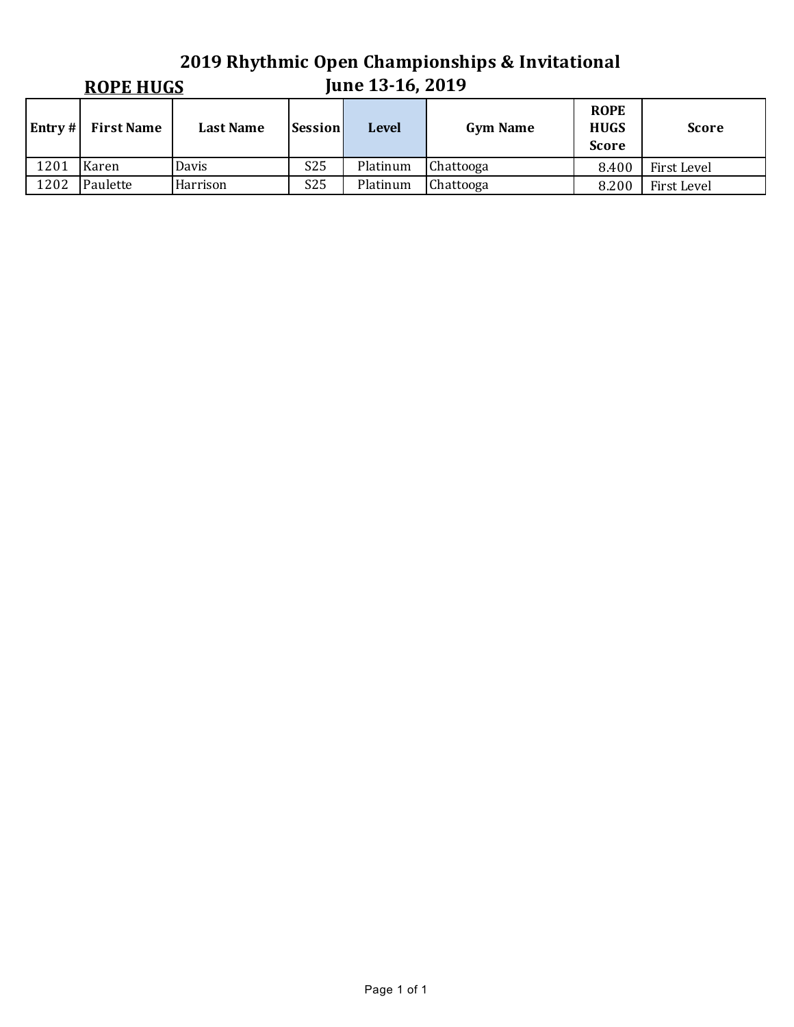# 2019 Rhythmic Open Championships & Invitational

## ROPE HUGS

### June 13-16, 2019

| Entry # | First Name | Last Name | Session | Level | Gym Name | ROPE HUGS Score | Score |
|---|---|---|---|---|---|---|---|
| 1201 | Karen | Davis | S25 | Platinum | Chattooga | 8.400 | First Level |
| 1202 | Paulette | Harrison | S25 | Platinum | Chattooga | 8.200 | First Level |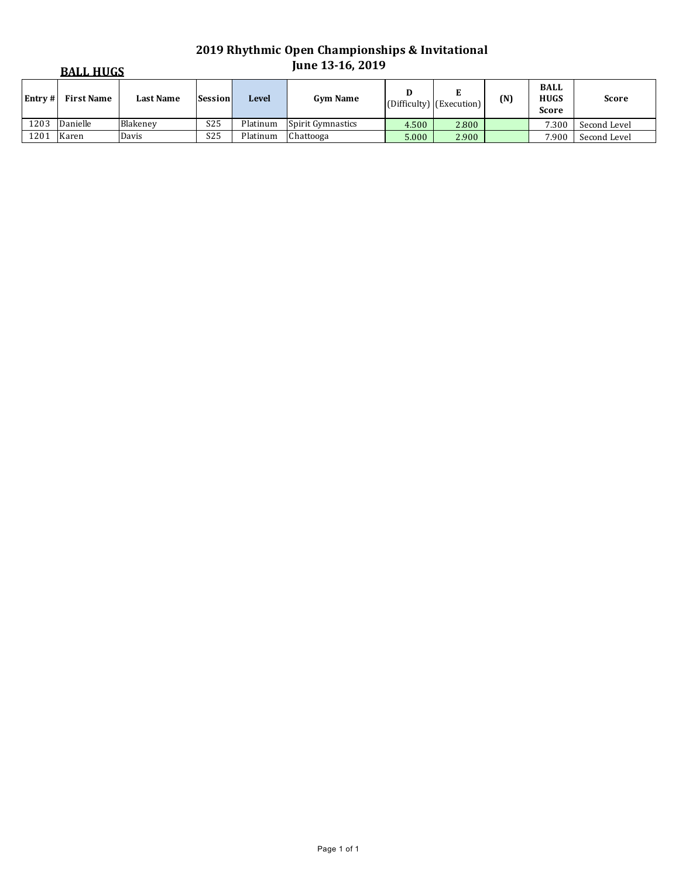# 2019 Rhythmic Open Championships & Invitational
## June 13-16, 2019

**BALL HUGS**

| Entry # | First Name | Last Name | Session | Level | Gym Name | D (Difficulty) | E (Execution) | (N) | BALL HUGS Score | Score |
|---|---|---|---|---|---|---|---|---|---|---|
| 1203 | Danielle | Blakeney | S25 | Platinum | Spirit Gymnastics | 4.500 | 2.800 | | 7.300 | Second Level |
| 1201 | Karen | Davis | S25 | Platinum | Chattooga | 5.000 | 2.900 | | 7.900 | Second Level |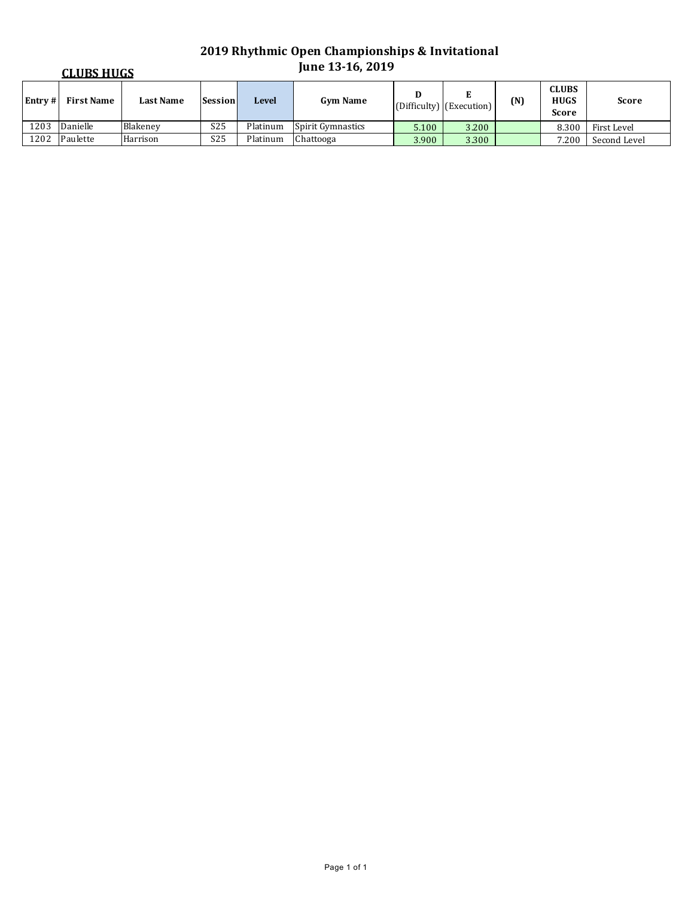# 2019 Rhythmic Open Championships & Invitational

## June 13-16, 2019

**CLUBS HUGS**

| Entry # | First Name | Last Name | Session | Level | Gym Name | D (Difficulty) | E (Execution) | (N) | CLUBS HUGS Score | Score |
|---|---|---|---|---|---|---|---|---|---|---|
| 1203 | Danielle | Blakeney | S25 | Platinum | Spirit Gymnastics | 5.100 | 3.200 | | 8.300 | First Level |
| 1202 | Paulette | Harrison | S25 | Platinum | Chattooga | 3.900 | 3.300 | | 7.200 | Second Level |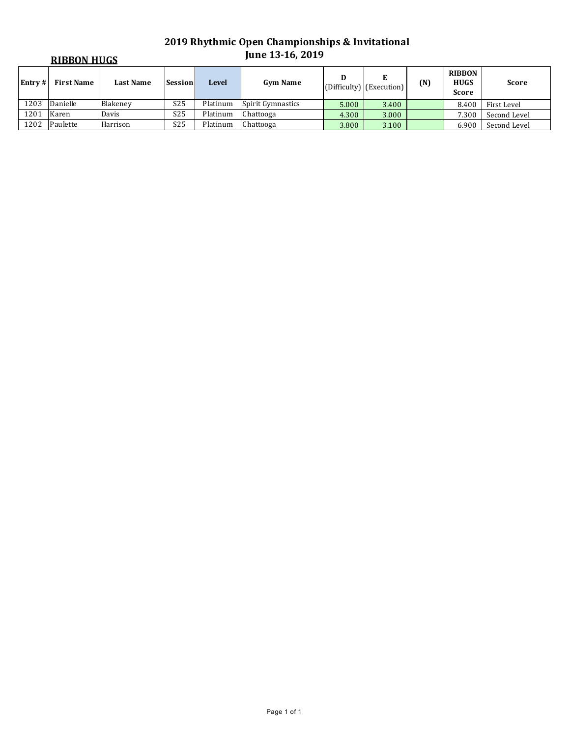# 2019 Rhythmic Open Championships & Invitational
## June 13-16, 2019

**RIBBON HUGS**

| Entry # | First Name | Last Name | Session | Level | Gym Name | D (Difficulty) | E (Execution) | (N) | RIBBON HUGS Score | Score |
|---|---|---|---|---|---|---|---|---|---|---|
| 1203 | Danielle | Blakeney | S25 | Platinum | Spirit Gymnastics | 5.000 | 3.400 | | 8.400 | First Level |
| 1201 | Karen | Davis | S25 | Platinum | Chattooga | 4.300 | 3.000 | | 7.300 | Second Level |
| 1202 | Paulette | Harrison | S25 | Platinum | Chattooga | 3.800 | 3.100 | | 6.900 | Second Level |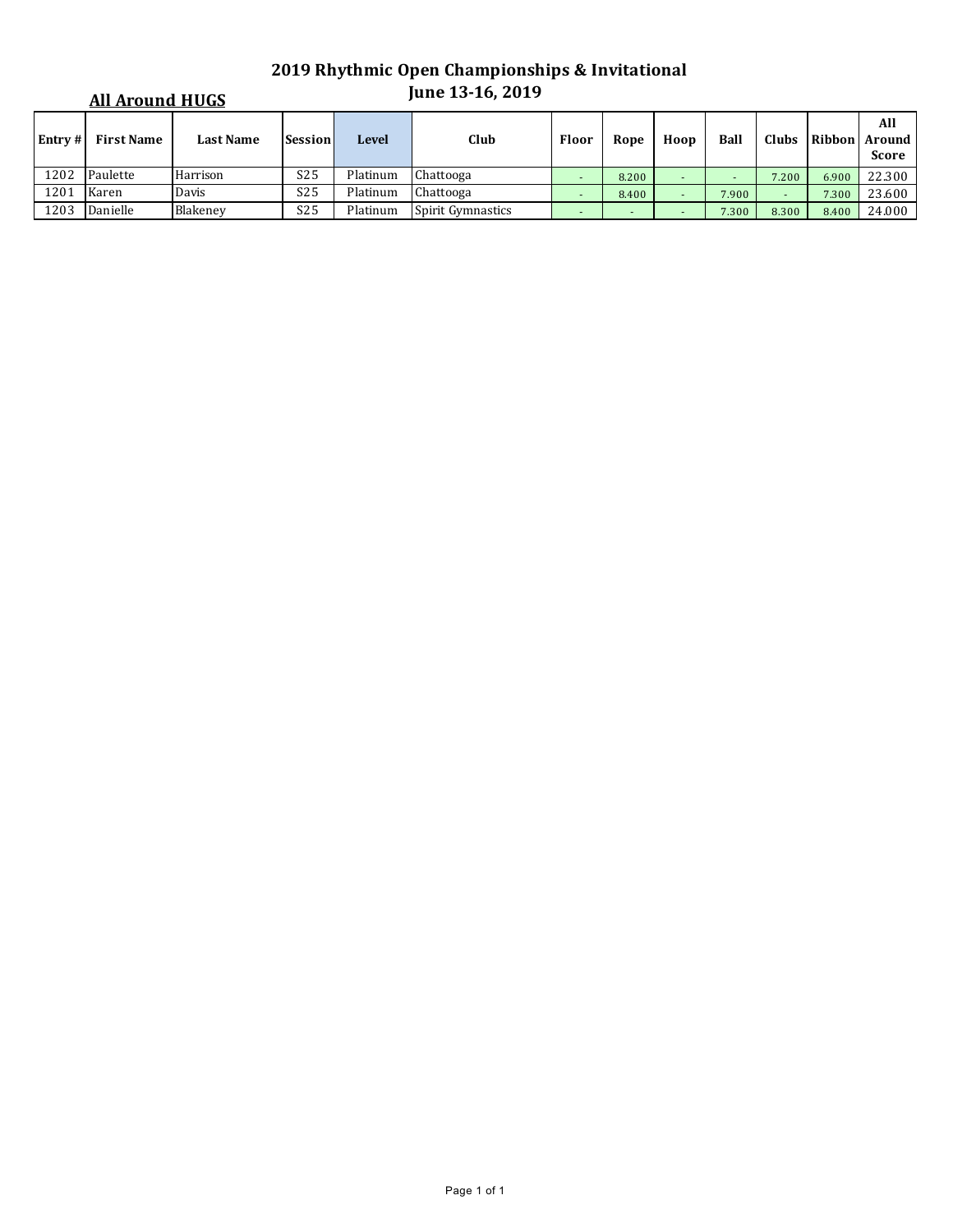# 2019 Rhythmic Open Championships & Invitational
## June 13-16, 2019

**All Around HUGS**

| Entry # | First Name | Last Name | Session | Level | Club | Floor | Rope | Hoop | Ball | Clubs | Ribbon | All Around Score |
|---|---|---|---|---|---|---|---|---|---|---|---|---|
| 1202 | Paulette | Harrison | S25 | Platinum | Chattooga | - | 8.200 | - | - | 7.200 | 6.900 | 22.300 |
| 1201 | Karen | Davis | S25 | Platinum | Chattooga | - | 8.400 | - | 7.900 | - | 7.300 | 23.600 |
| 1203 | Danielle | Blakeney | S25 | Platinum | Spirit Gymnastics | - | - | - | 7.300 | 8.300 | 8.400 | 24.000 |